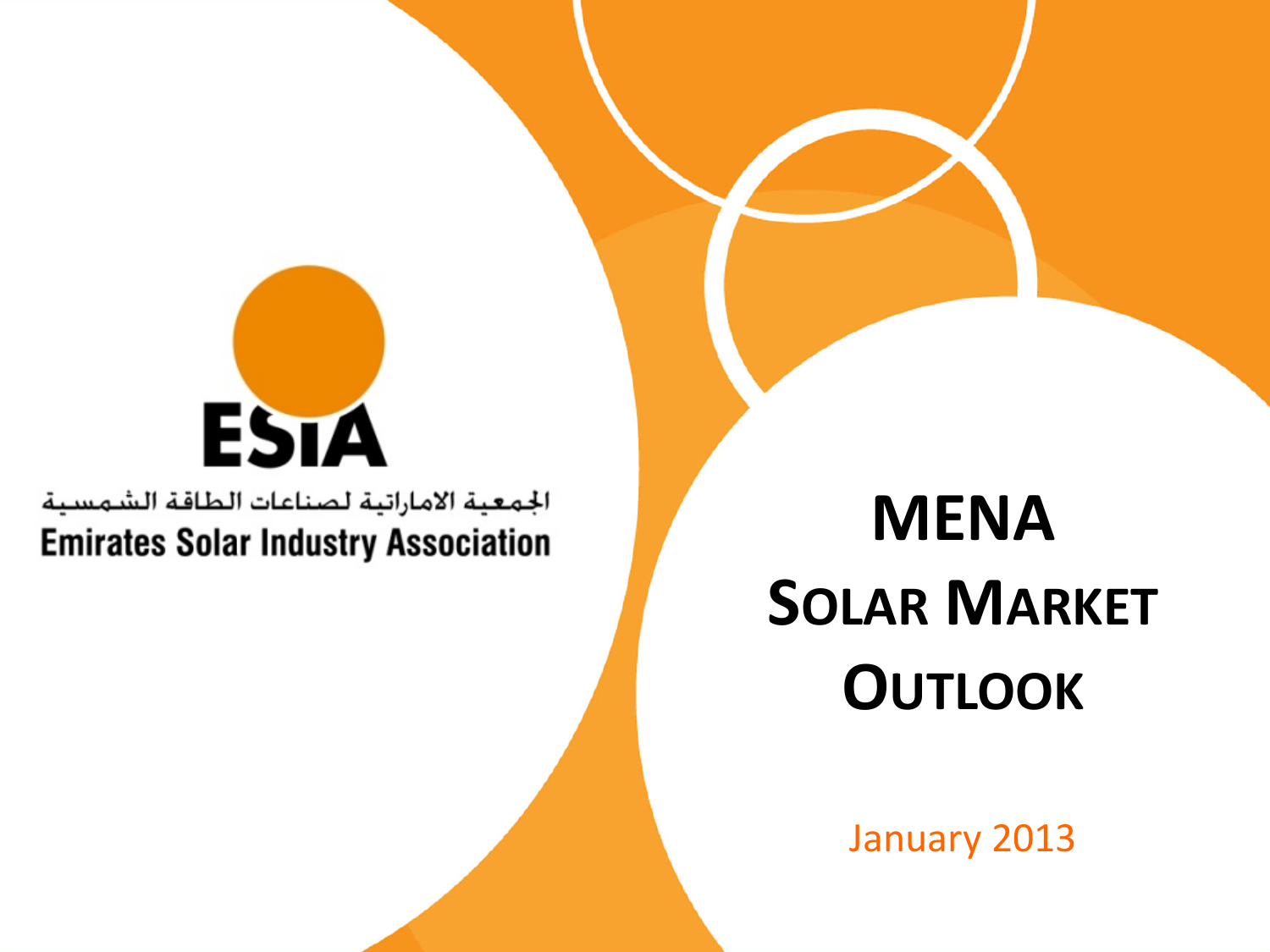ESIA

الجمعية الاماراتية لصناعات الطاقة الشمسية

Emirates Solar Industry Association

# MENA SOLAR MARKET OUTLOOK

January 2013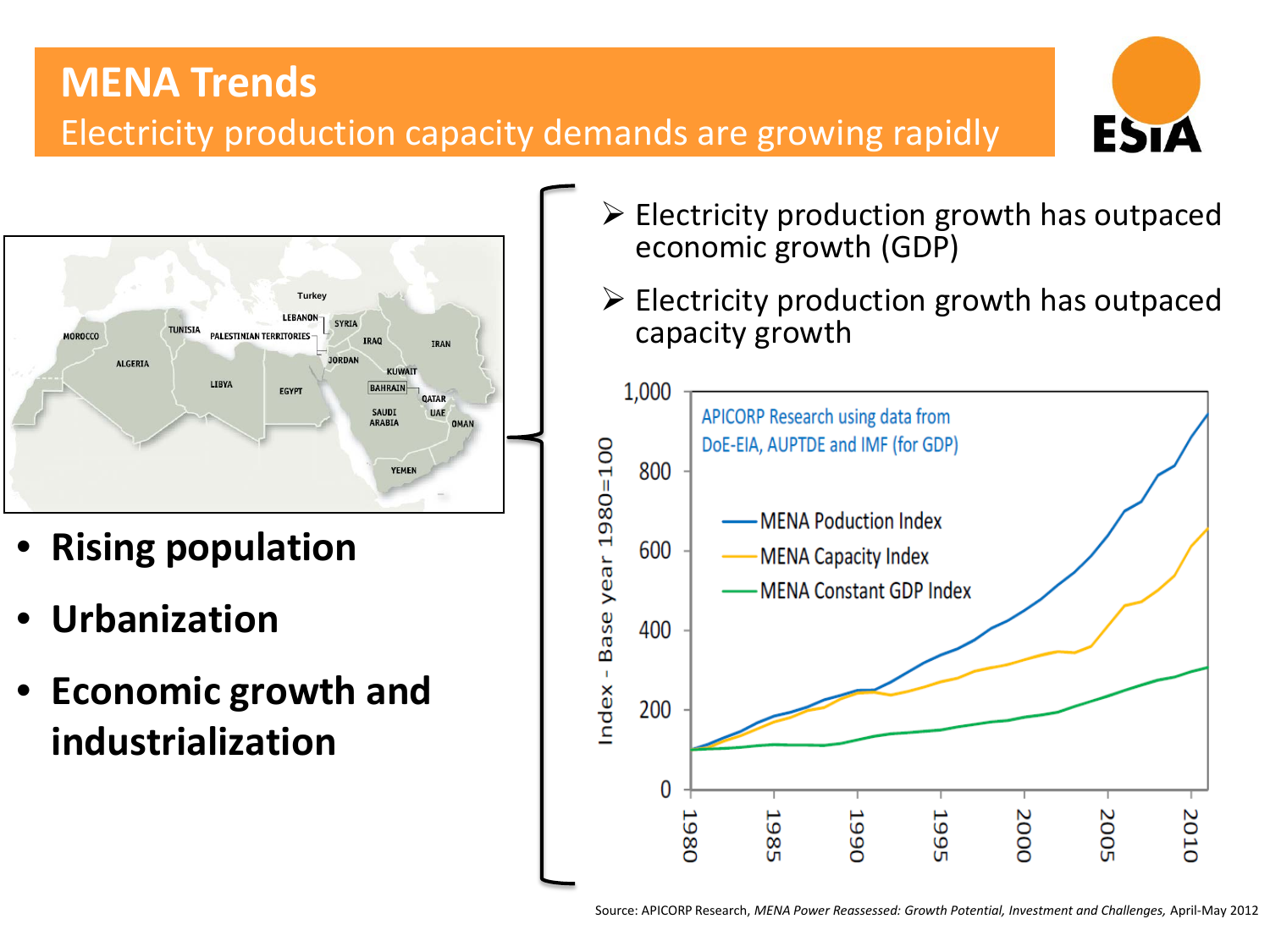# MENA Trends

## Electricity production capacity demands are growing rapidly

ESIA

- **Rising population**
- **Urbanization**
- **Economic growth and industrialization**

➢ Electricity production growth has outpaced economic growth (GDP)

➢ Electricity production growth has outpaced capacity growth

APICORP Research using data from DoE-EIA, AUPTDE and IMF (for GDP)

- MENA Poduction Index
- MENA Capacity Index
- MENA Constant GDP Index

Index - Base year 1980=100

Source: APICORP Research, *MENA Power Reassessed: Growth Potential, Investment and Challenges,* April-May 2012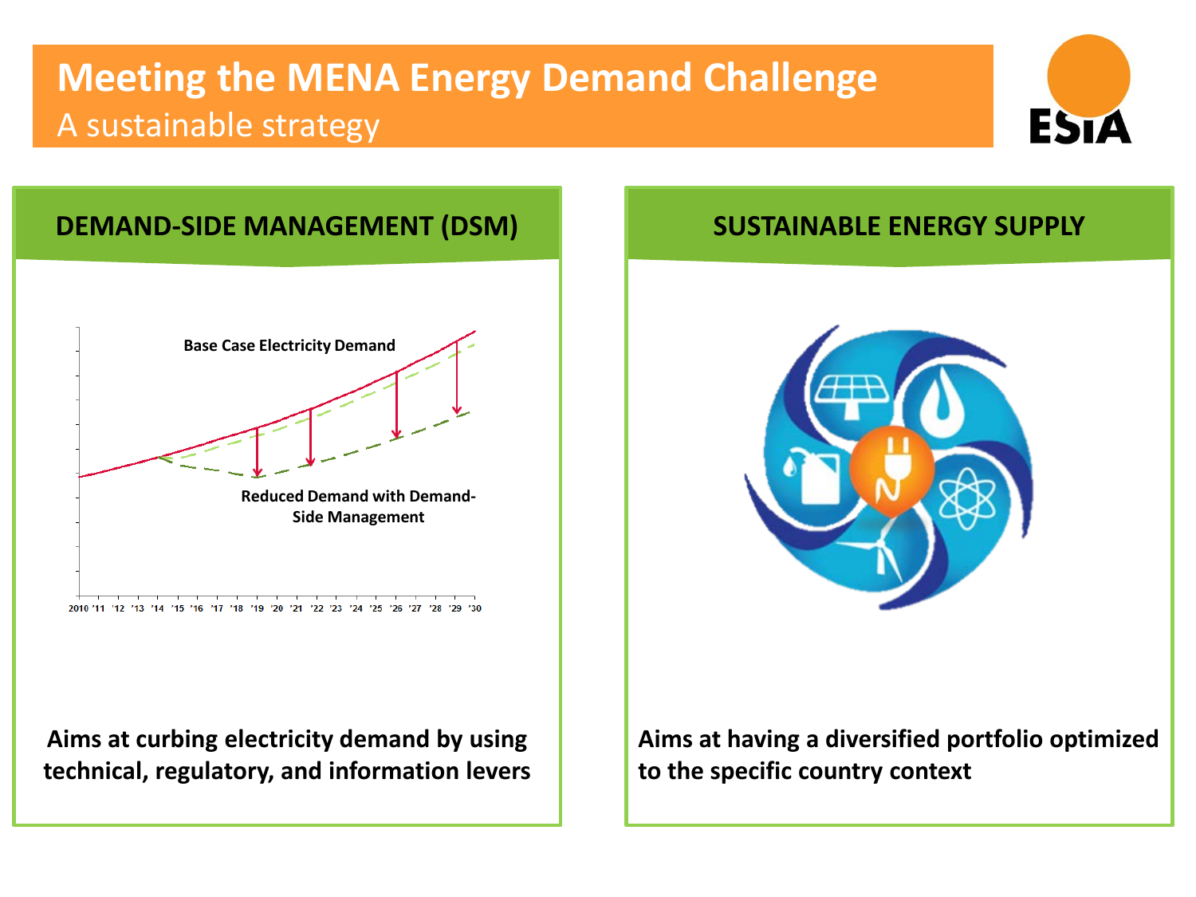# Meeting the MENA Energy Demand Challenge

## A sustainable strategy

### DEMAND-SIDE MANAGEMENT (DSM)

Base Case Electricity Demand

Reduced Demand with Demand-Side Management

2010 '11 '12 '13 '14 '15 '16 '17 '18 '19 '20 '21 '22 '23 '24 '25 '26 '27 '28 '29 '30

**Aims at curbing electricity demand by using technical, regulatory, and information levers**

### SUSTAINABLE ENERGY SUPPLY

**Aims at having a diversified portfolio optimized to the specific country context**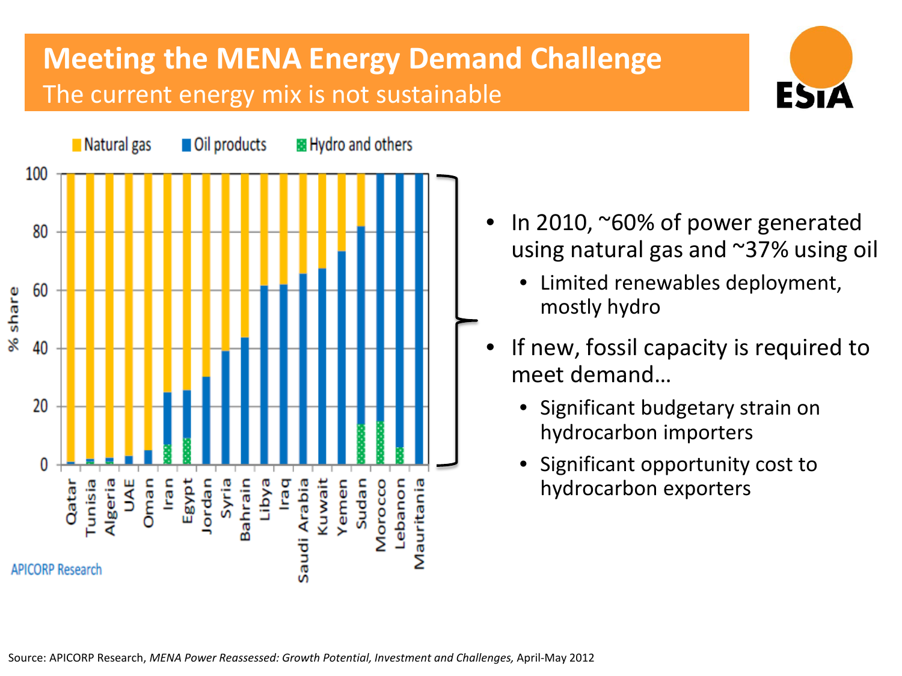# Meeting the MENA Energy Demand Challenge

## The current energy mix is not sustainable

ESIA

Natural gas | Oil products | Hydro and others

% share

Qatar, Tunisia, Algeria, UAE, Oman, Iran, Egypt, Jordan, Syria, Bahrain, Libya, Iraq, Saudi Arabia, Kuwait, Yemen, Sudan, Morocco, Lebanon, Mauritania

APICORP Research

- In 2010, ~60% of power generated using natural gas and ~37% using oil
  - Limited renewables deployment, mostly hydro
- If new, fossil capacity is required to meet demand…
  - Significant budgetary strain on hydrocarbon importers
  - Significant opportunity cost to hydrocarbon exporters

Source: APICORP Research, *MENA Power Reassessed: Growth Potential, Investment and Challenges,* April-May 2012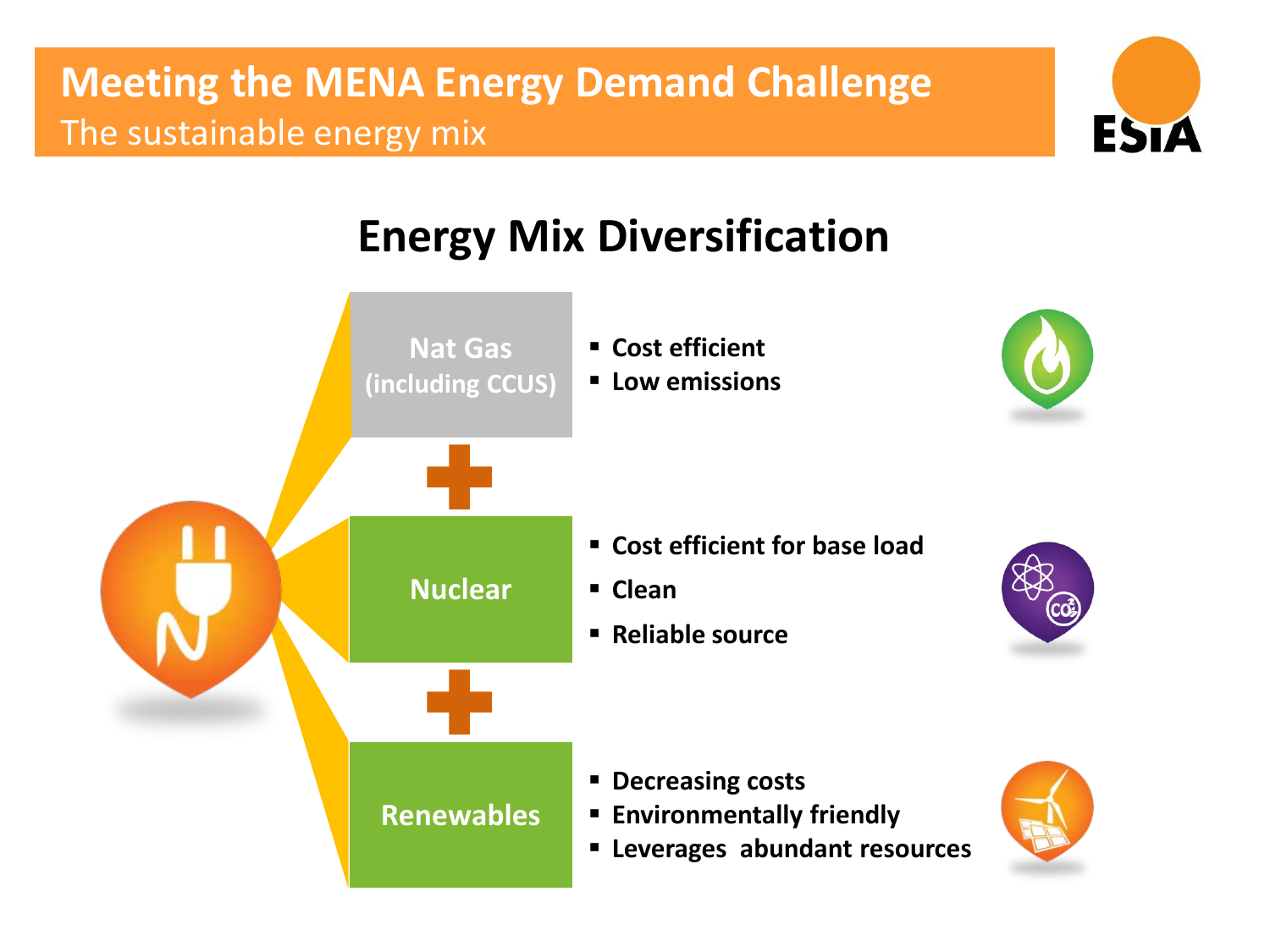# Meeting the MENA Energy Demand Challenge

The sustainable energy mix

## Energy Mix Diversification

**Nat Gas (including CCUS)**

- Cost efficient
- Low emissions

**+**

**Nuclear**

- Cost efficient for base load
- Clean
- Reliable source

**+**

**Renewables**

- Decreasing costs
- Environmentally friendly
- Leverages abundant resources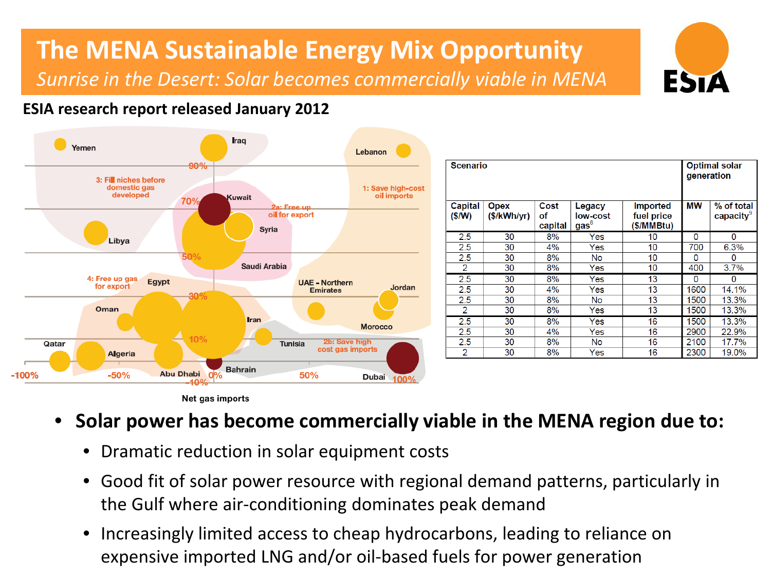# The MENA Sustainable Energy Mix Opportunity

*Sunrise in the Desert: Solar becomes commercially viable in MENA*

**ESIA research report released January 2012**

Yemen · Iraq · Lebanon · 90% · 3: Fill niches before domestic gas developed · 1: Save high-cost oil imports · 70% · Kuwait · 2a: Free up oil for export · Syria · Libya · 50% · Saudi Arabia · 4: Free up gas for export · Egypt · UAE - Northern Emirates · Jordan · 30% · Oman · Morocco · Iran · 10% · Tunisia · 2b: Save high cost gas imports · Qatar · Algeria · Bahrain · -100% · -50% · Abu Dhabi · 0% · -10% · 50% · Dubai · 100%

Net gas imports

| Scenario | | | | | Optimal solar generation | |
|---|---|---|---|---|---|---|
| Capital ($/W) | Opex ($/kWh/yr) | Cost of capital | Legacy low-cost gas[8] | Imported fuel price ($/MMBtu) | MW | % of total capacity[9] |
| 2.5 | 30 | 8% | Yes | 10 | 0 | 0 |
| 2.5 | 30 | 4% | Yes | 10 | 700 | 6.3% |
| 2.5 | 30 | 8% | No | 10 | 0 | 0 |
| 2 | 30 | 8% | Yes | 10 | 400 | 3.7% |
| 2.5 | 30 | 8% | Yes | 13 | 0 | 0 |
| 2.5 | 30 | 4% | Yes | 13 | 1600 | 14.1% |
| 2.5 | 30 | 8% | No | 13 | 1500 | 13.3% |
| 2 | 30 | 8% | Yes | 13 | 1500 | 13.3% |
| 2.5 | 30 | 8% | Yes | 16 | 1500 | 13.3% |
| 2.5 | 30 | 4% | Yes | 16 | 2900 | 22.9% |
| 2.5 | 30 | 8% | No | 16 | 2100 | 17.7% |
| 2 | 30 | 8% | Yes | 16 | 2300 | 19.0% |

- **Solar power has become commercially viable in the MENA region due to:**
  - Dramatic reduction in solar equipment costs
  - Good fit of solar power resource with regional demand patterns, particularly in the Gulf where air-conditioning dominates peak demand
  - Increasingly limited access to cheap hydrocarbons, leading to reliance on expensive imported LNG and/or oil-based fuels for power generation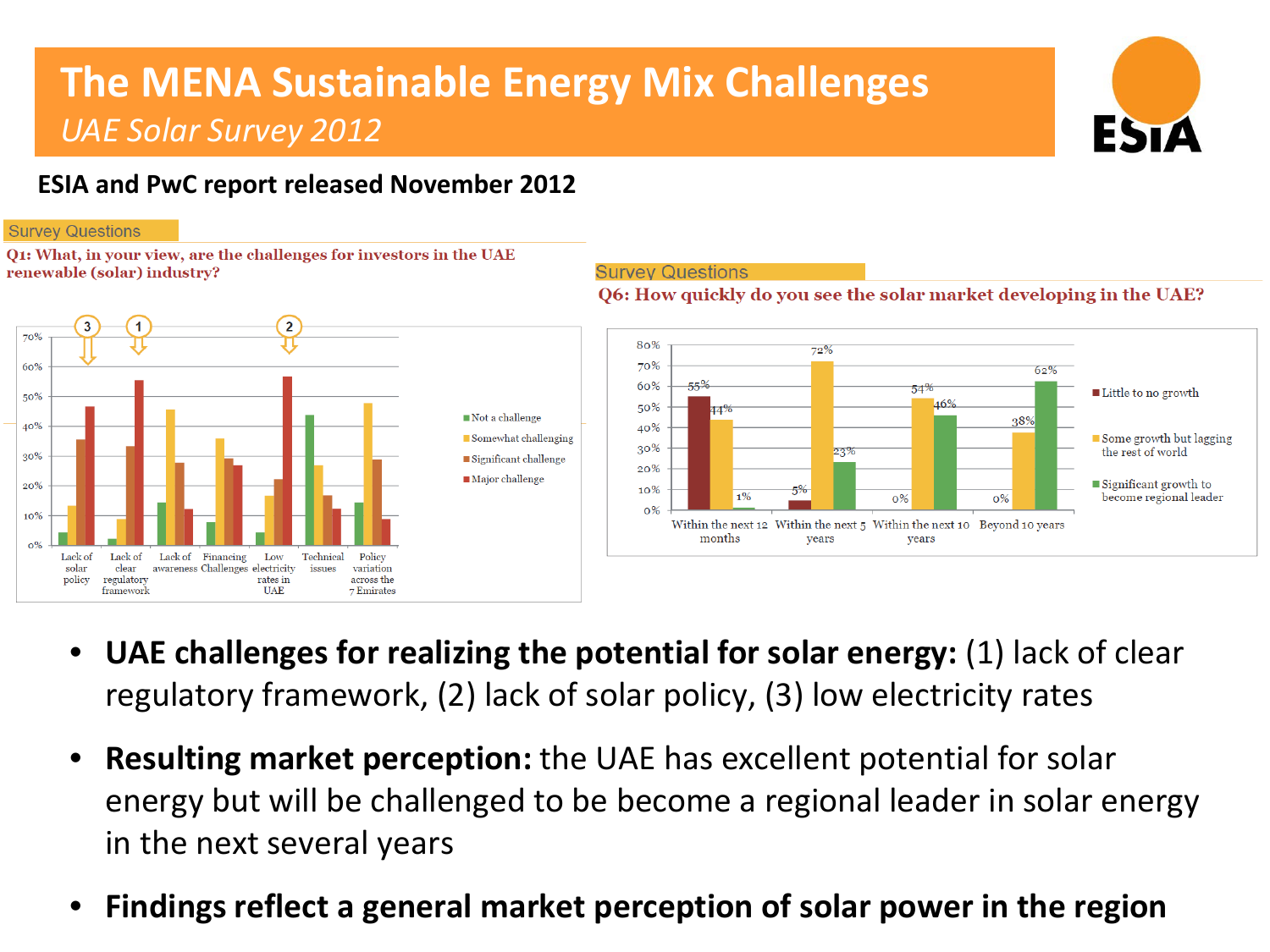# The MENA Sustainable Energy Mix Challenges

*UAE Solar Survey 2012*

ESIA

**ESIA and PwC report released November 2012**

Survey Questions

**Q1: What, in your view, are the challenges for investors in the UAE renewable (solar) industry?**

3 1 2

70%
60%
50%
40%
30%
20%
10%
0%

Lack of solar policy
Lack of clear regulatory framework
Lack of awareness
Financing Challenges
Low electricity rates in UAE
Technical issues
Policy variation across the 7 Emirates

Not a challenge
Somewhat challenging
Significant challenge
Major challenge

Survey Questions

**Q6: How quickly do you see the solar market developing in the UAE?**

80%
70%
60%
50%
40%
30%
20%
10%
0%

55% 44% 1%
5% 72% 23%
0% 54% 46%
0% 38% 62%

Within the next 12 months
Within the next 5 years
Within the next 10 years
Beyond 10 years

Little to no growth
Some growth but lagging the rest of world
Significant growth to become regional leader

- **UAE challenges for realizing the potential for solar energy:** (1) lack of clear regulatory framework, (2) lack of solar policy, (3) low electricity rates
- **Resulting market perception:** the UAE has excellent potential for solar energy but will be challenged to be become a regional leader in solar energy in the next several years
- **Findings reflect a general market perception of solar power in the region**